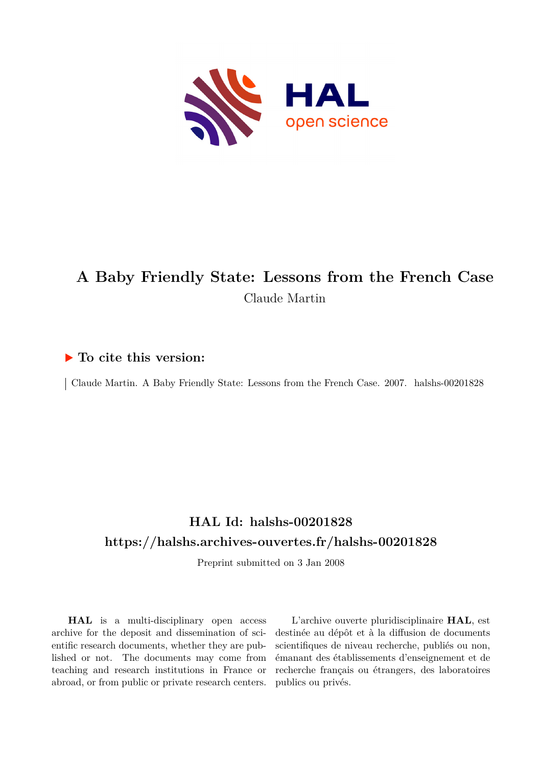# A Baby Friendly State: Lessons from the French Case

Claude Martin

## ▶ To cite this version:

Claude Martin. A Baby Friendly State: Lessons from the French Case. 2007. halshs-00201828

## HAL Id: halshs-00201828

## https://halshs.archives-ouvertes.fr/halshs-00201828

Preprint submitted on 3 Jan 2008

**HAL** is a multi-disciplinary open access archive for the deposit and dissemination of scientific research documents, whether they are published or not. The documents may come from teaching and research institutions in France or abroad, or from public or private research centers.

L'archive ouverte pluridisciplinaire **HAL**, est destinée au dépôt et à la diffusion de documents scientifiques de niveau recherche, publiés ou non, émanant des établissements d'enseignement et de recherche français ou étrangers, des laboratoires publics ou privés.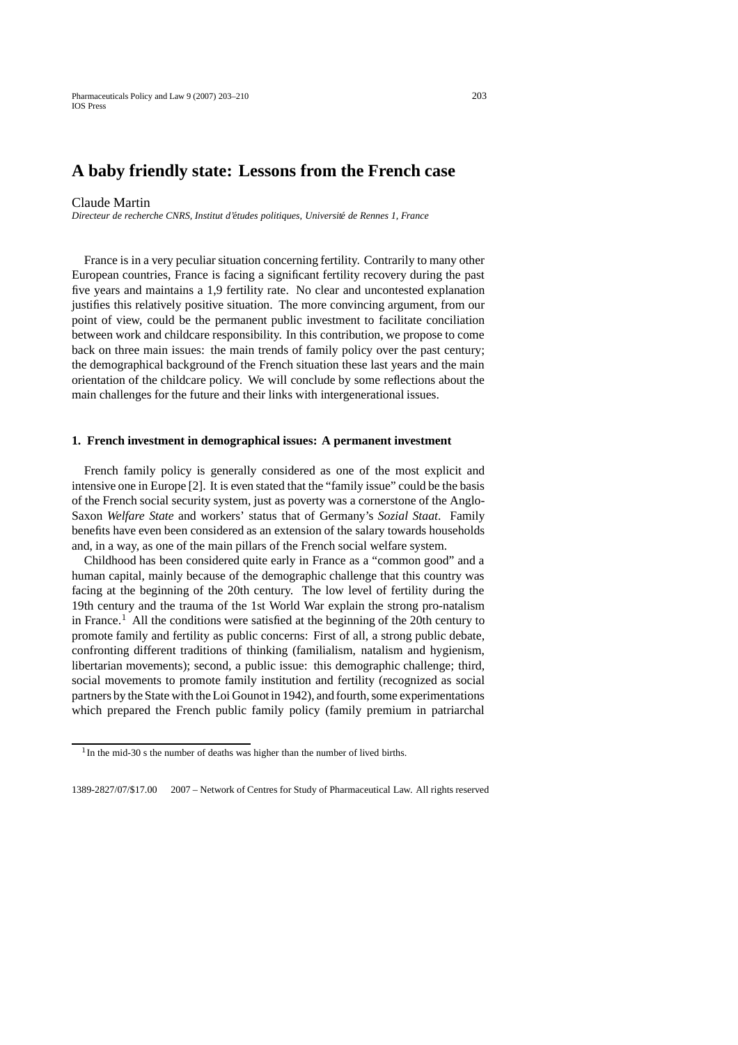# A baby friendly state: Lessons from the French case

Claude Martin

*Directeur de recherche CNRS, Institut d'études politiques, Université de Rennes 1, France*

France is in a very peculiar situation concerning fertility. Contrarily to many other European countries, France is facing a significant fertility recovery during the past five years and maintains a 1,9 fertility rate. No clear and uncontested explanation justifies this relatively positive situation. The more convincing argument, from our point of view, could be the permanent public investment to facilitate conciliation between work and childcare responsibility. In this contribution, we propose to come back on three main issues: the main trends of family policy over the past century; the demographical background of the French situation these last years and the main orientation of the childcare policy. We will conclude by some reflections about the main challenges for the future and their links with intergenerational issues.

### 1. French investment in demographical issues: A permanent investment

French family policy is generally considered as one of the most explicit and intensive one in Europe [2]. It is even stated that the "family issue" could be the basis of the French social security system, just as poverty was a cornerstone of the Anglo-Saxon *Welfare State* and workers' status that of Germany's *Sozial Staat*. Family benefits have even been considered as an extension of the salary towards households and, in a way, as one of the main pillars of the French social welfare system.

Childhood has been considered quite early in France as a "common good" and a human capital, mainly because of the demographic challenge that this country was facing at the beginning of the 20th century. The low level of fertility during the 19th century and the trauma of the 1st World War explain the strong pro-natalism in France.[1] All the conditions were satisfied at the beginning of the 20th century to promote family and fertility as public concerns: First of all, a strong public debate, confronting different traditions of thinking (familialism, natalism and hygienism, libertarian movements); second, a public issue: this demographic challenge; third, social movements to promote family institution and fertility (recognized as social partners by the State with the Loi Gounot in 1942), and fourth, some experimentations which prepared the French public family policy (family premium in patriarchal

---

[1] In the mid-30 s the number of deaths was higher than the number of lived births.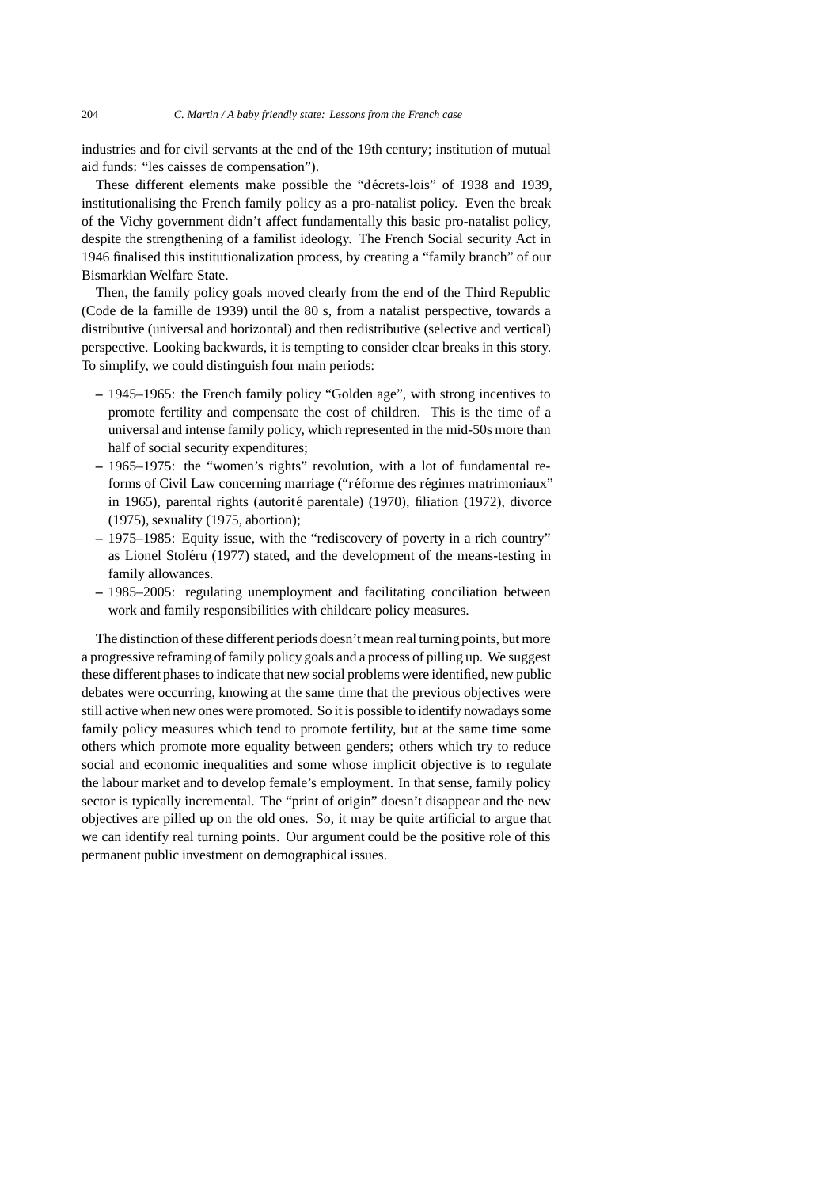industries and for civil servants at the end of the 19th century; institution of mutual aid funds: "les caisses de compensation").

These different elements make possible the "décrets-lois" of 1938 and 1939, institutionalising the French family policy as a pro-natalist policy. Even the break of the Vichy government didn't affect fundamentally this basic pro-natalist policy, despite the strengthening of a familist ideology. The French Social security Act in 1946 finalised this institutionalization process, by creating a "family branch" of our Bismarkian Welfare State.

Then, the family policy goals moved clearly from the end of the Third Republic (Code de la famille de 1939) until the 80 s, from a natalist perspective, towards a distributive (universal and horizontal) and then redistributive (selective and vertical) perspective. Looking backwards, it is tempting to consider clear breaks in this story. To simplify, we could distinguish four main periods:

- 1945–1965: the French family policy "Golden age", with strong incentives to promote fertility and compensate the cost of children. This is the time of a universal and intense family policy, which represented in the mid-50s more than half of social security expenditures;
- 1965–1975: the "women's rights" revolution, with a lot of fundamental reforms of Civil Law concerning marriage ("réforme des régimes matrimoniaux" in 1965), parental rights (autorité parentale) (1970), filiation (1972), divorce (1975), sexuality (1975, abortion);
- 1975–1985: Equity issue, with the "rediscovery of poverty in a rich country" as Lionel Stoléru (1977) stated, and the development of the means-testing in family allowances.
- 1985–2005: regulating unemployment and facilitating conciliation between work and family responsibilities with childcare policy measures.

The distinction of these different periods doesn't mean real turning points, but more a progressive reframing of family policy goals and a process of pilling up. We suggest these different phases to indicate that new social problems were identified, new public debates were occurring, knowing at the same time that the previous objectives were still active when new ones were promoted. So it is possible to identify nowadays some family policy measures which tend to promote fertility, but at the same time some others which promote more equality between genders; others which try to reduce social and economic inequalities and some whose implicit objective is to regulate the labour market and to develop female's employment. In that sense, family policy sector is typically incremental. The "print of origin" doesn't disappear and the new objectives are pilled up on the old ones. So, it may be quite artificial to argue that we can identify real turning points. Our argument could be the positive role of this permanent public investment on demographical issues.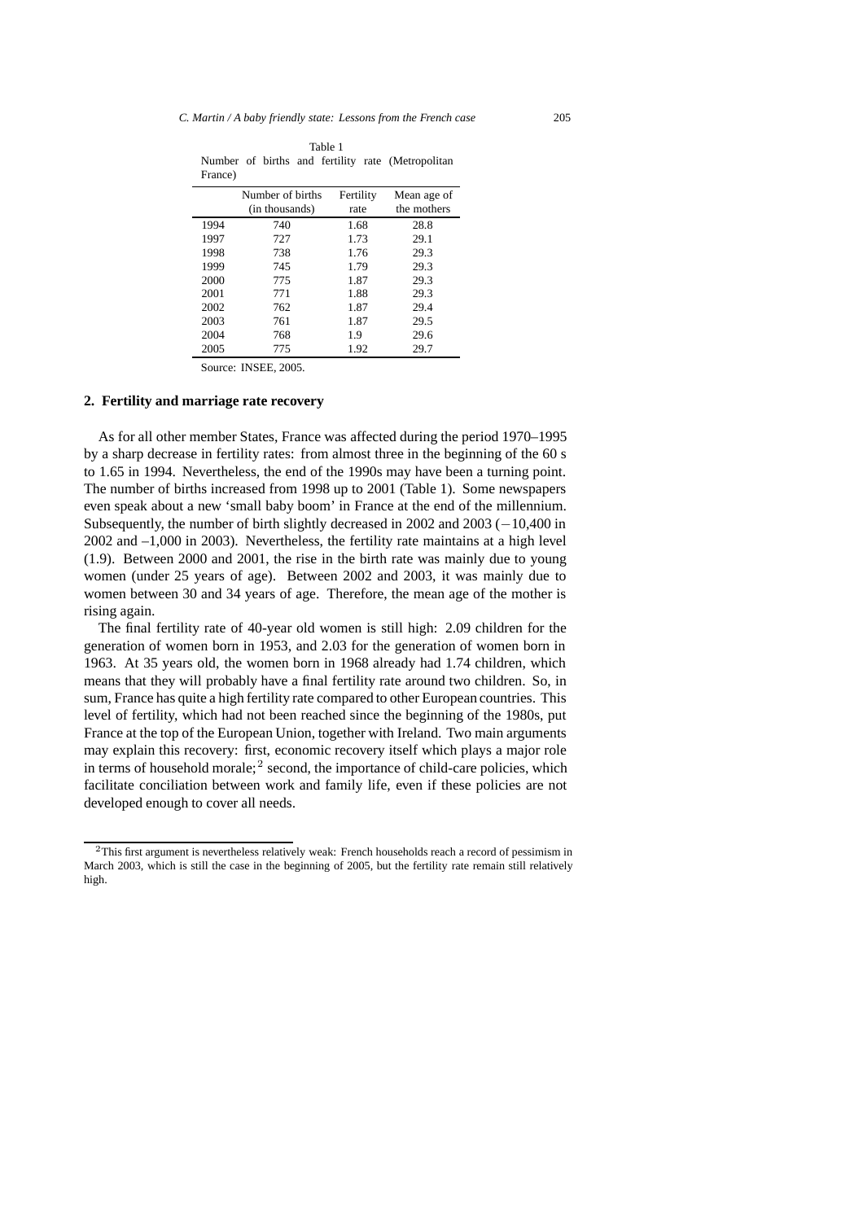Table 1
Number of births and fertility rate (Metropolitan France)

| | Number of births (in thousands) | Fertility rate | Mean age of the mothers |
|---|---|---|---|
| 1994 | 740 | 1.68 | 28.8 |
| 1997 | 727 | 1.73 | 29.1 |
| 1998 | 738 | 1.76 | 29.3 |
| 1999 | 745 | 1.79 | 29.3 |
| 2000 | 775 | 1.87 | 29.3 |
| 2001 | 771 | 1.88 | 29.3 |
| 2002 | 762 | 1.87 | 29.4 |
| 2003 | 761 | 1.87 | 29.5 |
| 2004 | 768 | 1.9 | 29.6 |
| 2005 | 775 | 1.92 | 29.7 |

Source: INSEE, 2005.

## 2. Fertility and marriage rate recovery

As for all other member States, France was affected during the period 1970–1995 by a sharp decrease in fertility rates: from almost three in the beginning of the 60 s to 1.65 in 1994. Nevertheless, the end of the 1990s may have been a turning point. The number of births increased from 1998 up to 2001 (Table 1). Some newspapers even speak about a new 'small baby boom' in France at the end of the millennium. Subsequently, the number of birth slightly decreased in 2002 and 2003 (−10,400 in 2002 and –1,000 in 2003). Nevertheless, the fertility rate maintains at a high level (1.9). Between 2000 and 2001, the rise in the birth rate was mainly due to young women (under 25 years of age). Between 2002 and 2003, it was mainly due to women between 30 and 34 years of age. Therefore, the mean age of the mother is rising again.

The final fertility rate of 40-year old women is still high: 2.09 children for the generation of women born in 1953, and 2.03 for the generation of women born in 1963. At 35 years old, the women born in 1968 already had 1.74 children, which means that they will probably have a final fertility rate around two children. So, in sum, France has quite a high fertility rate compared to other European countries. This level of fertility, which had not been reached since the beginning of the 1980s, put France at the top of the European Union, together with Ireland. Two main arguments may explain this recovery: first, economic recovery itself which plays a major role in terms of household morale;[2] second, the importance of child-care policies, which facilitate conciliation between work and family life, even if these policies are not developed enough to cover all needs.

[2] This first argument is nevertheless relatively weak: French households reach a record of pessimism in March 2003, which is still the case in the beginning of 2005, but the fertility rate remain still relatively high.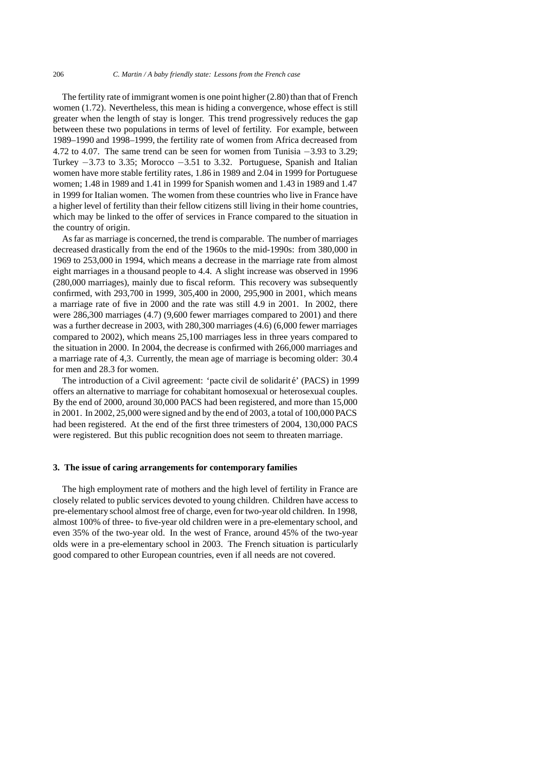The fertility rate of immigrant women is one point higher (2.80) than that of French women (1.72). Nevertheless, this mean is hiding a convergence, whose effect is still greater when the length of stay is longer. This trend progressively reduces the gap between these two populations in terms of level of fertility. For example, between 1989–1990 and 1998–1999, the fertility rate of women from Africa decreased from 4.72 to 4.07. The same trend can be seen for women from Tunisia −3.93 to 3.29; Turkey −3.73 to 3.35; Morocco −3.51 to 3.32. Portuguese, Spanish and Italian women have more stable fertility rates, 1.86 in 1989 and 2.04 in 1999 for Portuguese women; 1.48 in 1989 and 1.41 in 1999 for Spanish women and 1.43 in 1989 and 1.47 in 1999 for Italian women. The women from these countries who live in France have a higher level of fertility than their fellow citizens still living in their home countries, which may be linked to the offer of services in France compared to the situation in the country of origin.

As far as marriage is concerned, the trend is comparable. The number of marriages decreased drastically from the end of the 1960s to the mid-1990s: from 380,000 in 1969 to 253,000 in 1994, which means a decrease in the marriage rate from almost eight marriages in a thousand people to 4.4. A slight increase was observed in 1996 (280,000 marriages), mainly due to fiscal reform. This recovery was subsequently confirmed, with 293,700 in 1999, 305,400 in 2000, 295,900 in 2001, which means a marriage rate of five in 2000 and the rate was still 4.9 in 2001. In 2002, there were 286,300 marriages (4.7) (9,600 fewer marriages compared to 2001) and there was a further decrease in 2003, with 280,300 marriages (4.6) (6,000 fewer marriages compared to 2002), which means 25,100 marriages less in three years compared to the situation in 2000. In 2004, the decrease is confirmed with 266,000 marriages and a marriage rate of 4,3. Currently, the mean age of marriage is becoming older: 30.4 for men and 28.3 for women.

The introduction of a Civil agreement: 'pacte civil de solidarité' (PACS) in 1999 offers an alternative to marriage for cohabitant homosexual or heterosexual couples. By the end of 2000, around 30,000 PACS had been registered, and more than 15,000 in 2001. In 2002, 25,000 were signed and by the end of 2003, a total of 100,000 PACS had been registered. At the end of the first three trimesters of 2004, 130,000 PACS were registered. But this public recognition does not seem to threaten marriage.

## 3. The issue of caring arrangements for contemporary families

The high employment rate of mothers and the high level of fertility in France are closely related to public services devoted to young children. Children have access to pre-elementary school almost free of charge, even for two-year old children. In 1998, almost 100% of three- to five-year old children were in a pre-elementary school, and even 35% of the two-year old. In the west of France, around 45% of the two-year olds were in a pre-elementary school in 2003. The French situation is particularly good compared to other European countries, even if all needs are not covered.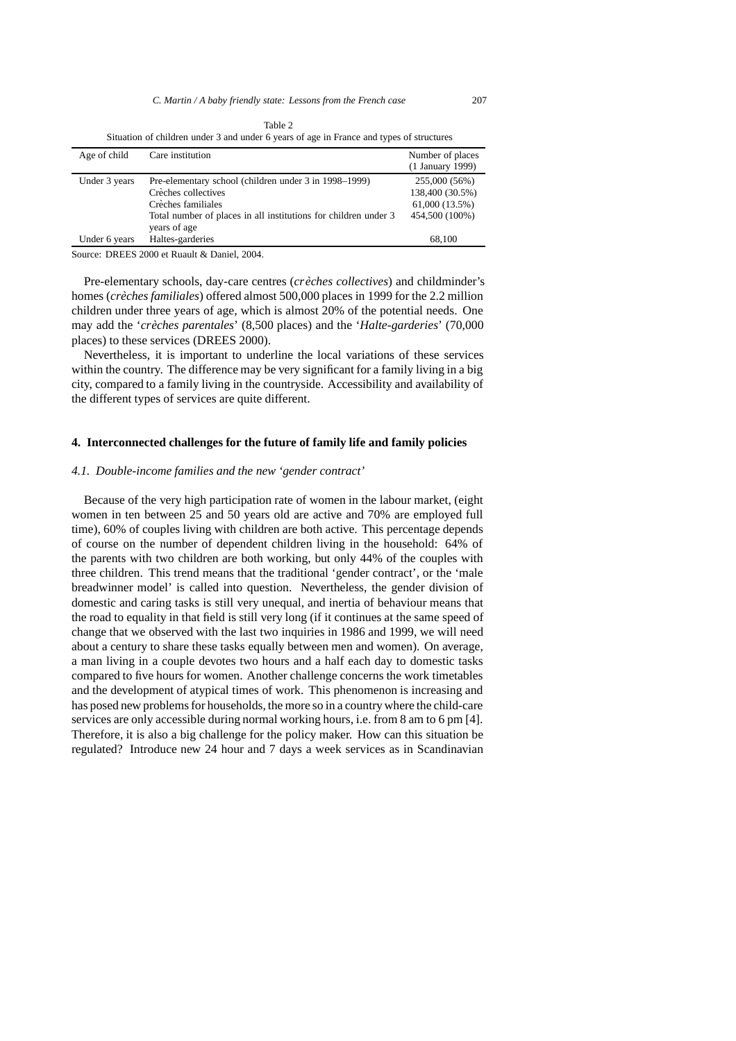Table 2
Situation of children under 3 and under 6 years of age in France and types of structures

| Age of child | Care institution | Number of places (1 January 1999) |
|---|---|---|
| Under 3 years | Pre-elementary school (children under 3 in 1998–1999) | 255,000 (56%) |
| | Crèches collectives | 138,400 (30.5%) |
| | Crèches familiales | 61,000 (13.5%) |
| | Total number of places in all institutions for children under 3 years of age | 454,500 (100%) |
| Under 6 years | Haltes-garderies | 68,100 |

Source: DREES 2000 et Ruault & Daniel, 2004.

Pre-elementary schools, day-care centres (*crèches collectives*) and childminder's homes (*crèches familiales*) offered almost 500,000 places in 1999 for the 2.2 million children under three years of age, which is almost 20% of the potential needs. One may add the '*crèches parentales*' (8,500 places) and the '*Halte-garderies*' (70,000 places) to these services (DREES 2000).

Nevertheless, it is important to underline the local variations of these services within the country. The difference may be very significant for a family living in a big city, compared to a family living in the countryside. Accessibility and availability of the different types of services are quite different.

## 4. Interconnected challenges for the future of family life and family policies

### *4.1. Double-income families and the new 'gender contract'*

Because of the very high participation rate of women in the labour market, (eight women in ten between 25 and 50 years old are active and 70% are employed full time), 60% of couples living with children are both active. This percentage depends of course on the number of dependent children living in the household: 64% of the parents with two children are both working, but only 44% of the couples with three children. This trend means that the traditional 'gender contract', or the 'male breadwinner model' is called into question. Nevertheless, the gender division of domestic and caring tasks is still very unequal, and inertia of behaviour means that the road to equality in that field is still very long (if it continues at the same speed of change that we observed with the last two inquiries in 1986 and 1999, we will need about a century to share these tasks equally between men and women). On average, a man living in a couple devotes two hours and a half each day to domestic tasks compared to five hours for women. Another challenge concerns the work timetables and the development of atypical times of work. This phenomenon is increasing and has posed new problems for households, the more so in a country where the child-care services are only accessible during normal working hours, i.e. from 8 am to 6 pm [4]. Therefore, it is also a big challenge for the policy maker. How can this situation be regulated? Introduce new 24 hour and 7 days a week services as in Scandinavian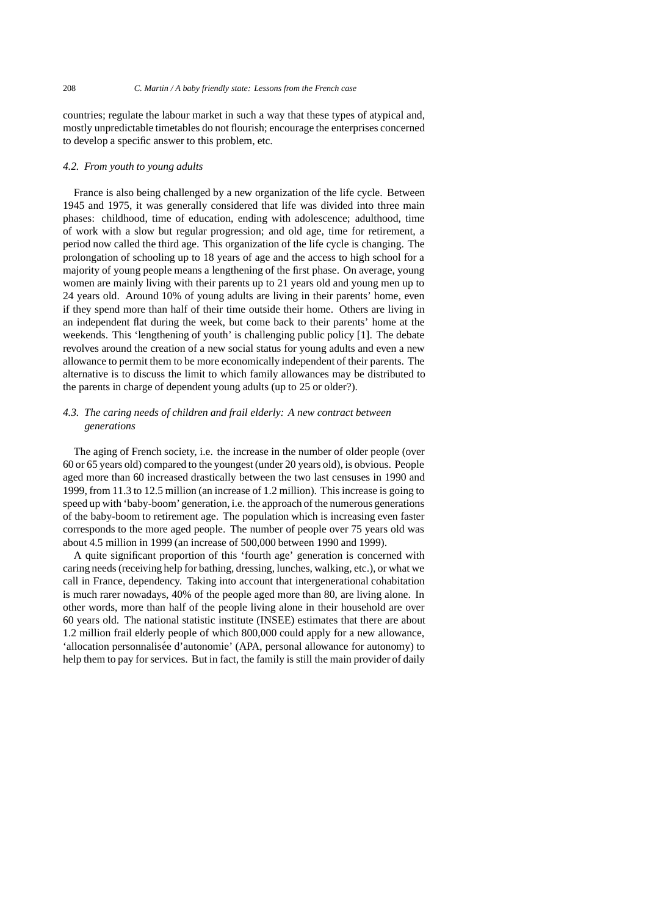countries; regulate the labour market in such a way that these types of atypical and, mostly unpredictable timetables do not flourish; encourage the enterprises concerned to develop a specific answer to this problem, etc.

### *4.2. From youth to young adults*

France is also being challenged by a new organization of the life cycle. Between 1945 and 1975, it was generally considered that life was divided into three main phases: childhood, time of education, ending with adolescence; adulthood, time of work with a slow but regular progression; and old age, time for retirement, a period now called the third age. This organization of the life cycle is changing. The prolongation of schooling up to 18 years of age and the access to high school for a majority of young people means a lengthening of the first phase. On average, young women are mainly living with their parents up to 21 years old and young men up to 24 years old. Around 10% of young adults are living in their parents' home, even if they spend more than half of their time outside their home. Others are living in an independent flat during the week, but come back to their parents' home at the weekends. This 'lengthening of youth' is challenging public policy [1]. The debate revolves around the creation of a new social status for young adults and even a new allowance to permit them to be more economically independent of their parents. The alternative is to discuss the limit to which family allowances may be distributed to the parents in charge of dependent young adults (up to 25 or older?).

### *4.3. The caring needs of children and frail elderly: A new contract between generations*

The aging of French society, i.e. the increase in the number of older people (over 60 or 65 years old) compared to the youngest (under 20 years old), is obvious. People aged more than 60 increased drastically between the two last censuses in 1990 and 1999, from 11.3 to 12.5 million (an increase of 1.2 million). This increase is going to speed up with 'baby-boom' generation, i.e. the approach of the numerous generations of the baby-boom to retirement age. The population which is increasing even faster corresponds to the more aged people. The number of people over 75 years old was about 4.5 million in 1999 (an increase of 500,000 between 1990 and 1999).

A quite significant proportion of this 'fourth age' generation is concerned with caring needs (receiving help for bathing, dressing, lunches, walking, etc.), or what we call in France, dependency. Taking into account that intergenerational cohabitation is much rarer nowadays, 40% of the people aged more than 80, are living alone. In other words, more than half of the people living alone in their household are over 60 years old. The national statistic institute (INSEE) estimates that there are about 1.2 million frail elderly people of which 800,000 could apply for a new allowance, 'allocation personnalisée d'autonomie' (APA, personal allowance for autonomy) to help them to pay for services. But in fact, the family is still the main provider of daily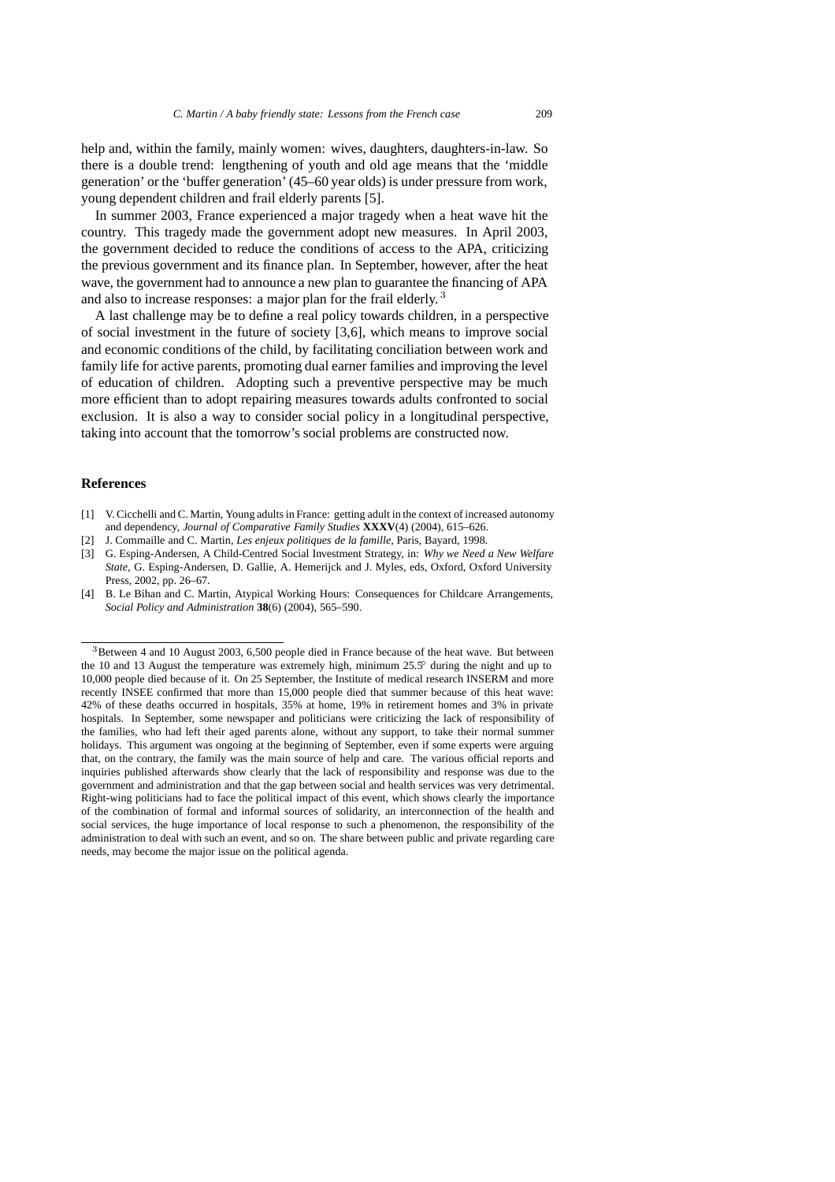help and, within the family, mainly women: wives, daughters, daughters-in-law. So there is a double trend: lengthening of youth and old age means that the 'middle generation' or the 'buffer generation' (45–60 year olds) is under pressure from work, young dependent children and frail elderly parents [5].

In summer 2003, France experienced a major tragedy when a heat wave hit the country. This tragedy made the government adopt new measures. In April 2003, the government decided to reduce the conditions of access to the APA, criticizing the previous government and its finance plan. In September, however, after the heat wave, the government had to announce a new plan to guarantee the financing of APA and also to increase responses: a major plan for the frail elderly. [3]

A last challenge may be to define a real policy towards children, in a perspective of social investment in the future of society [3,6], which means to improve social and economic conditions of the child, by facilitating conciliation between work and family life for active parents, promoting dual earner families and improving the level of education of children. Adopting such a preventive perspective may be much more efficient than to adopt repairing measures towards adults confronted to social exclusion. It is also a way to consider social policy in a longitudinal perspective, taking into account that the tomorrow's social problems are constructed now.

## References

[1] V. Cicchelli and C. Martin, Young adults in France: getting adult in the context of increased autonomy and dependency, *Journal of Comparative Family Studies* **XXXV**(4) (2004), 615–626.

[2] J. Commaille and C. Martin, *Les enjeux politiques de la famille*, Paris, Bayard, 1998.

[3] G. Esping-Andersen, A Child-Centred Social Investment Strategy, in: *Why we Need a New Welfare State*, G. Esping-Andersen, D. Gallie, A. Hemerijck and J. Myles, eds, Oxford, Oxford University Press, 2002, pp. 26–67.

[4] B. Le Bihan and C. Martin, Atypical Working Hours: Consequences for Childcare Arrangements, *Social Policy and Administration* **38**(6) (2004), 565–590.

---

[3] Between 4 and 10 August 2003, 6,500 people died in France because of the heat wave. But between the 10 and 13 August the temperature was extremely high, minimum 25.5° during the night and up to 10,000 people died because of it. On 25 September, the Institute of medical research INSERM and more recently INSEE confirmed that more than 15,000 people died that summer because of this heat wave: 42% of these deaths occurred in hospitals, 35% at home, 19% in retirement homes and 3% in private hospitals. In September, some newspaper and politicians were criticizing the lack of responsibility of the families, who had left their aged parents alone, without any support, to take their normal summer holidays. This argument was ongoing at the beginning of September, even if some experts were arguing that, on the contrary, the family was the main source of help and care. The various official reports and inquiries published afterwards show clearly that the lack of responsibility and response was due to the government and administration and that the gap between social and health services was very detrimental. Right-wing politicians had to face the political impact of this event, which shows clearly the importance of the combination of formal and informal sources of solidarity, an interconnection of the health and social services, the huge importance of local response to such a phenomenon, the responsibility of the administration to deal with such an event, and so on. The share between public and private regarding care needs, may become the major issue on the political agenda.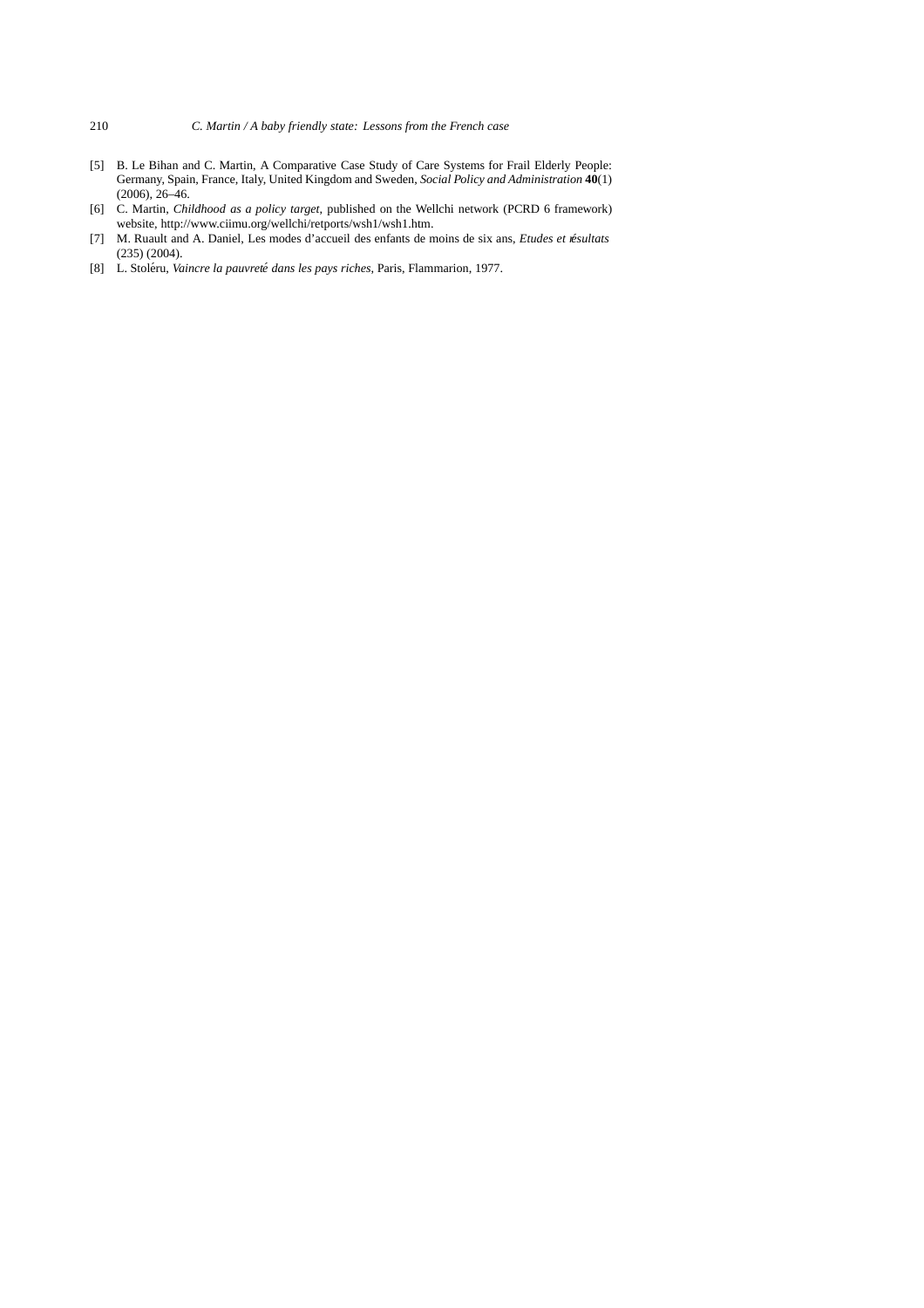[5] B. Le Bihan and C. Martin, A Comparative Case Study of Care Systems for Frail Elderly People: Germany, Spain, France, Italy, United Kingdom and Sweden, *Social Policy and Administration* **40**(1) (2006), 26–46.

[6] C. Martin, *Childhood as a policy target*, published on the Wellchi network (PCRD 6 framework) website, http://www.ciimu.org/wellchi/retports/wsh1/wsh1.htm.

[7] M. Ruault and A. Daniel, Les modes d'accueil des enfants de moins de six ans, *Etudes et résultats* (235) (2004).

[8] L. Stoléru, *Vaincre la pauvreté dans les pays riches*, Paris, Flammarion, 1977.